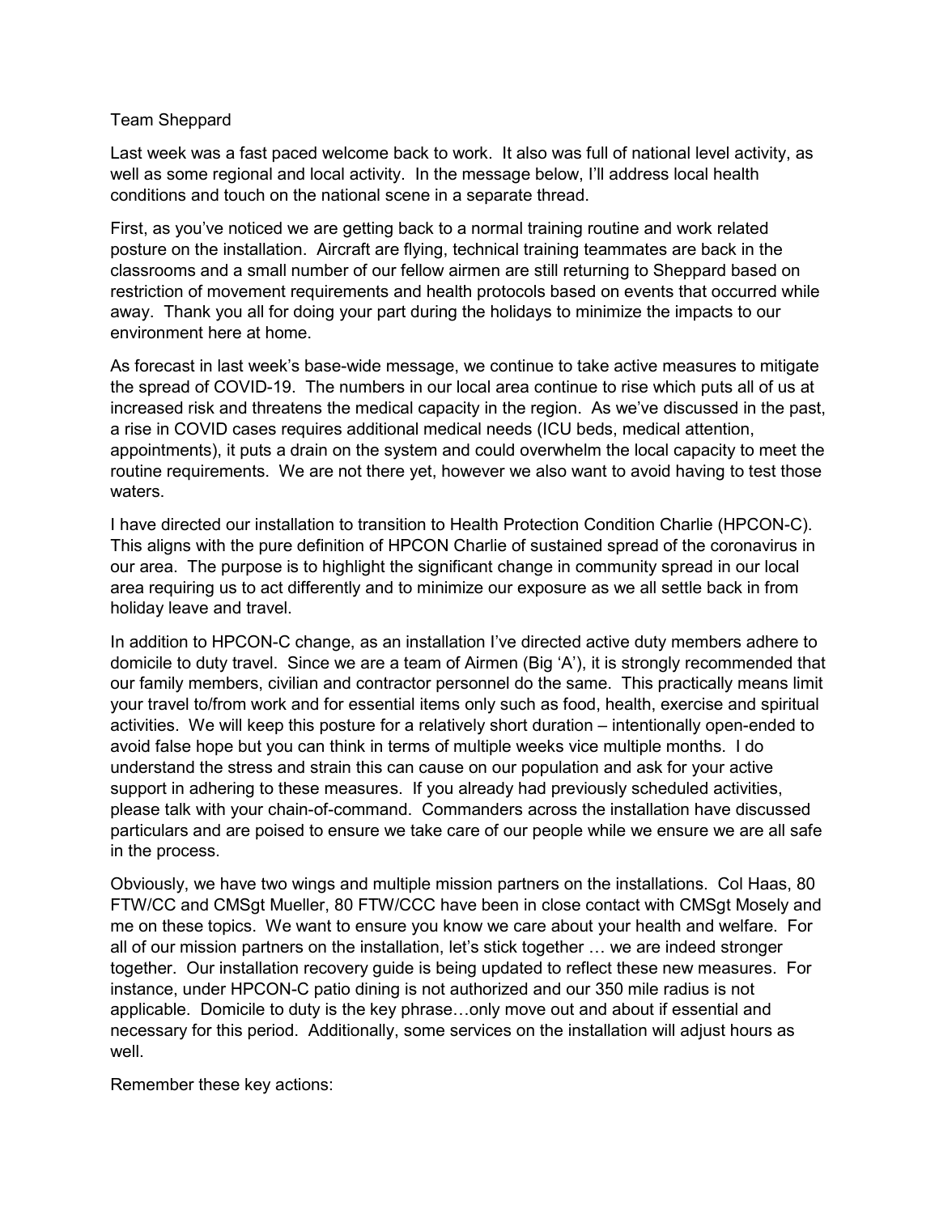Team Sheppard

Last week was a fast paced welcome back to work. It also was full of national level activity, as well as some regional and local activity. In the message below, I'll address local health conditions and touch on the national scene in a separate thread.

First, as you've noticed we are getting back to a normal training routine and work related posture on the installation. Aircraft are flying, technical training teammates are back in the classrooms and a small number of our fellow airmen are still returning to Sheppard based on restriction of movement requirements and health protocols based on events that occurred while away. Thank you all for doing your part during the holidays to minimize the impacts to our environment here at home.

As forecast in last week's base-wide message, we continue to take active measures to mitigate the spread of COVID-19. The numbers in our local area continue to rise which puts all of us at increased risk and threatens the medical capacity in the region. As we've discussed in the past, a rise in COVID cases requires additional medical needs (ICU beds, medical attention, appointments), it puts a drain on the system and could overwhelm the local capacity to meet the routine requirements. We are not there yet, however we also want to avoid having to test those waters.

I have directed our installation to transition to Health Protection Condition Charlie (HPCON-C). This aligns with the pure definition of HPCON Charlie of sustained spread of the coronavirus in our area. The purpose is to highlight the significant change in community spread in our local area requiring us to act differently and to minimize our exposure as we all settle back in from holiday leave and travel.

In addition to HPCON-C change, as an installation I've directed active duty members adhere to domicile to duty travel. Since we are a team of Airmen (Big 'A'), it is strongly recommended that our family members, civilian and contractor personnel do the same. This practically means limit your travel to/from work and for essential items only such as food, health, exercise and spiritual activities. We will keep this posture for a relatively short duration – intentionally open-ended to avoid false hope but you can think in terms of multiple weeks vice multiple months. I do understand the stress and strain this can cause on our population and ask for your active support in adhering to these measures. If you already had previously scheduled activities, please talk with your chain-of-command. Commanders across the installation have discussed particulars and are poised to ensure we take care of our people while we ensure we are all safe in the process.

Obviously, we have two wings and multiple mission partners on the installations. Col Haas, 80 FTW/CC and CMSgt Mueller, 80 FTW/CCC have been in close contact with CMSgt Mosely and me on these topics. We want to ensure you know we care about your health and welfare. For all of our mission partners on the installation, let's stick together … we are indeed stronger together. Our installation recovery guide is being updated to reflect these new measures. For instance, under HPCON-C patio dining is not authorized and our 350 mile radius is not applicable. Domicile to duty is the key phrase…only move out and about if essential and necessary for this period. Additionally, some services on the installation will adjust hours as well.

Remember these key actions: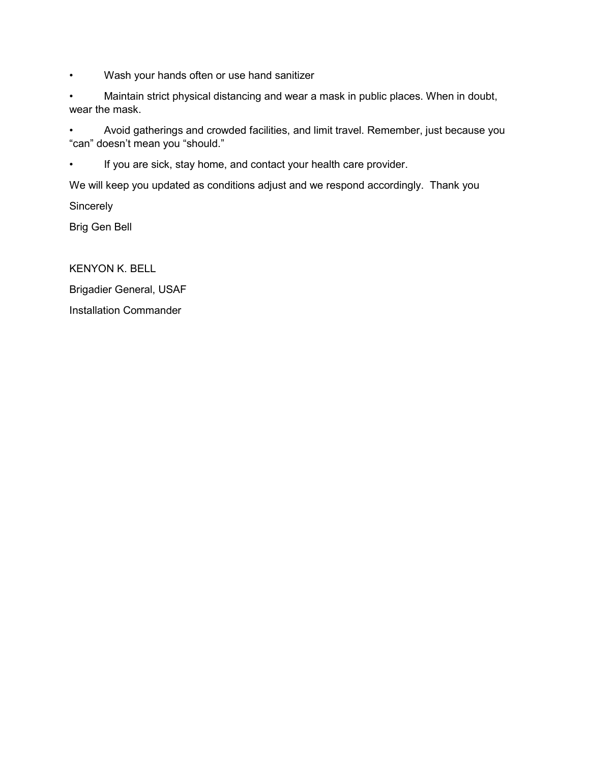- Wash your hands often or use hand sanitizer
- Maintain strict physical distancing and wear a mask in public places. When in doubt, wear the mask.
- Avoid gatherings and crowded facilities, and limit travel. Remember, just because you "can" doesn't mean you "should."
- If you are sick, stay home, and contact your health care provider.

We will keep you updated as conditions adjust and we respond accordingly.  Thank you

Sincerely

Brig Gen Bell

KENYON K. BELL

Brigadier General, USAF

Installation Commander